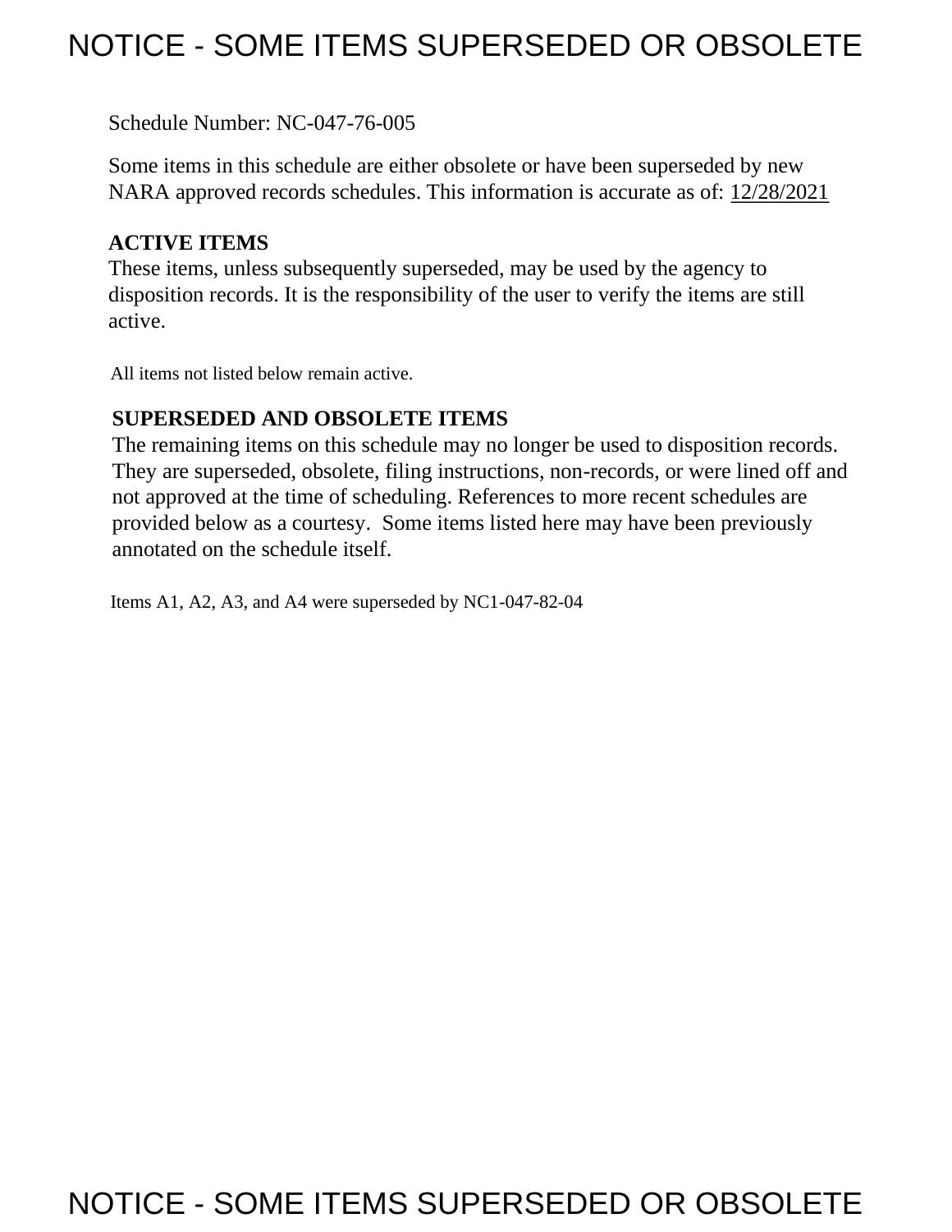# NOTICE - SOME ITEMS SUPERSEDED OR OBSOLETE

Schedule Number: NC-047-76-005

Some items in this schedule are either obsolete or have been superseded by new NARA approved records schedules. This information is accurate as of: 12/28/2021

**ACTIVE ITEMS**

These items, unless subsequently superseded, may be used by the agency to disposition records. It is the responsibility of the user to verify the items are still active.

All items not listed below remain active.

**SUPERSEDED AND OBSOLETE ITEMS**

The remaining items on this schedule may no longer be used to disposition records. They are superseded, obsolete, filing instructions, non-records, or were lined off and not approved at the time of scheduling. References to more recent schedules are provided below as a courtesy. Some items listed here may have been previously annotated on the schedule itself.

Items A1, A2, A3, and A4 were superseded by NC1-047-82-04

# NOTICE - SOME ITEMS SUPERSEDED OR OBSOLETE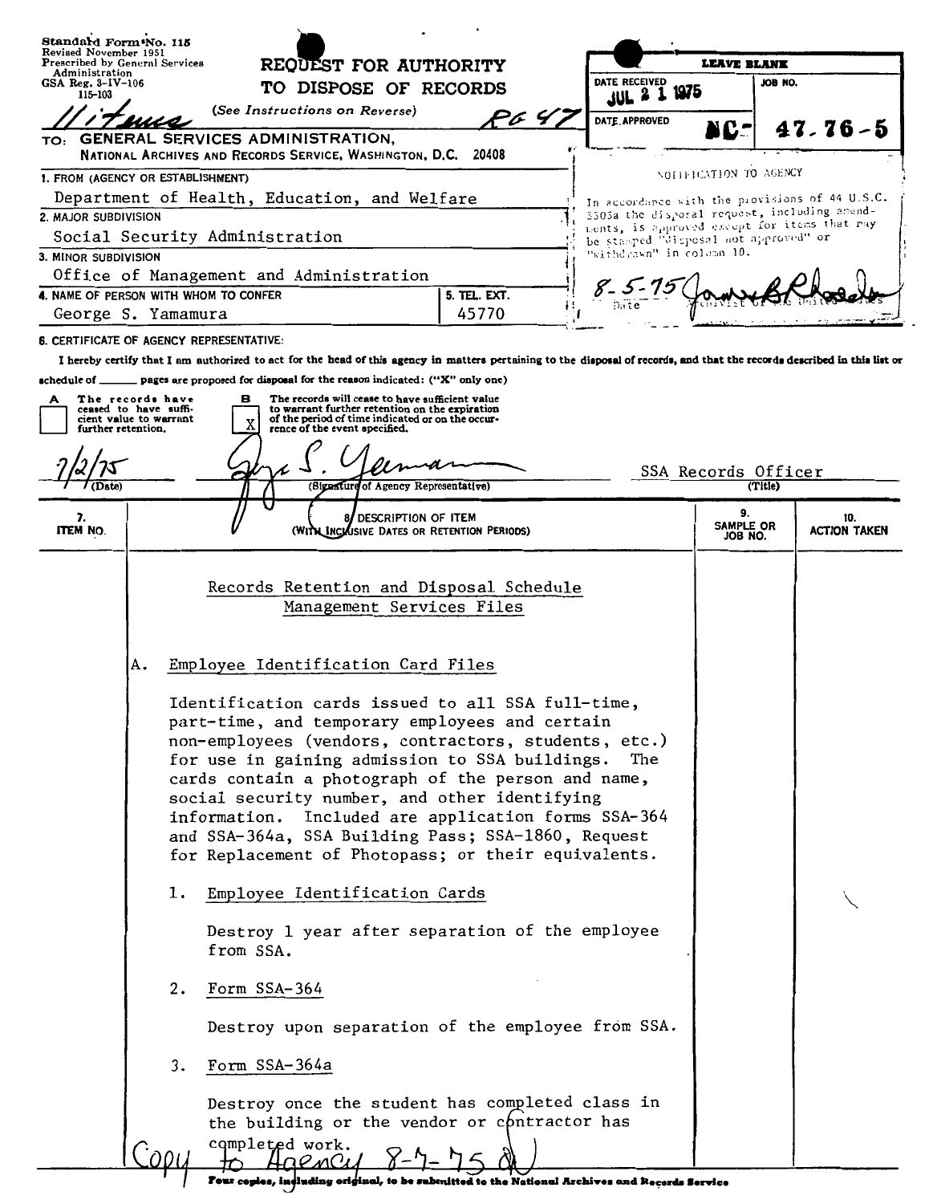Standard Form No. 115
Revised November 1951
Prescribed by General Services Administration
GSA Reg. 3-IV-106
115-103

# REQUEST FOR AUTHORITY TO DISPOSE OF RECORDS

*(See Instructions on Reverse)*

11 items  RG 47

| LEAVE BLANK | |
|---|---|
| DATE RECEIVED: JUL 21 1975 | JOB NO. |
| DATE APPROVED | NC-47-76-5 |

NOTIFICATION TO AGENCY

In accordance with the provisions of 44 U.S.C. 3303a the disposal request, including amendments, is approved except for items that may be stamped "disposal not approved" or "withdrawn" in column 10.

8-5-75 (Date)  James B Rhoads, Archivist of the United States

TO: GENERAL SERVICES ADMINISTRATION,
NATIONAL ARCHIVES AND RECORDS SERVICE, WASHINGTON, D.C. 20408

1. FROM (AGENCY OR ESTABLISHMENT)
Department of Health, Education, and Welfare

2. MAJOR SUBDIVISION
Social Security Administration

3. MINOR SUBDIVISION
Office of Management and Administration

4. NAME OF PERSON WITH WHOM TO CONFER
George S. Yamamura

5. TEL. EXT.
45770

6. CERTIFICATE OF AGENCY REPRESENTATIVE:

I hereby certify that I am authorized to act for the head of this agency in matters pertaining to the disposal of records, and that the records described in this list or schedule of ______ pages are proposed for disposal for the reason indicated: ("X" only one)

- [ ] A — The records have ceased to have sufficient value to warrant further retention.
- [X] B — The records will cease to have sufficient value to warrant further retention on the expiration of the period of time indicated or on the occurrence of the event specified.

7/2/75 (Date) — George S. Yamamura (Signature of Agency Representative) — SSA Records Officer (Title)

| 7. ITEM NO. | 8. DESCRIPTION OF ITEM (WITH INCLUSIVE DATES OR RETENTION PERIODS) | 9. SAMPLE OR JOB NO. | 10. ACTION TAKEN |
|---|---|---|---|

Records Retention and Disposal Schedule
Management Services Files

A. Employee Identification Card Files

Identification cards issued to all SSA full-time, part-time, and temporary employees and certain non-employees (vendors, contractors, students, etc.) for use in gaining admission to SSA buildings. The cards contain a photograph of the person and name, social security number, and other identifying information. Included are application forms SSA-364 and SSA-364a, SSA Building Pass; SSA-1860, Request for Replacement of Photopass; or their equivalents.

1. Employee Identification Cards

   Destroy 1 year after separation of the employee from SSA.

2. Form SSA-364

   Destroy upon separation of the employee from SSA.

3. Form SSA-364a

   Destroy once the student has completed class in the building or the vendor or contractor has completed work.

Copy to Agency 8-7-75

Four copies, including original, to be submitted to the National Archives and Records Service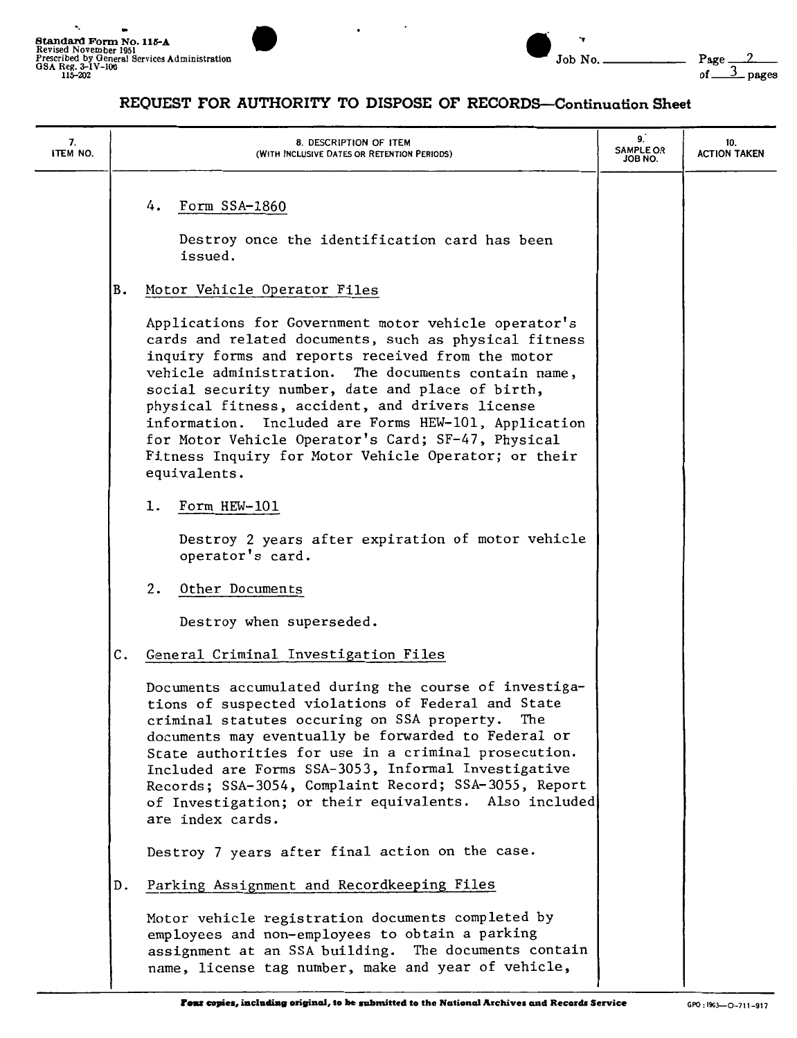Standard Form No. 115-A
Revised November 1951
Prescribed by General Services Administration
GSA Reg. 3-IV-106
115-202

Job No. ______ Page 2 of 3 pages

# REQUEST FOR AUTHORITY TO DISPOSE OF RECORDS—Continuation Sheet

| 7. ITEM NO. | 8. DESCRIPTION OF ITEM (WITH INCLUSIVE DATES OR RETENTION PERIODS) | 9. SAMPLE OR JOB NO. | 10. ACTION TAKEN |
|---|---|---|---|

4. Form SSA-1860

   Destroy once the identification card has been issued.

B. Motor Vehicle Operator Files

Applications for Government motor vehicle operator's cards and related documents, such as physical fitness inquiry forms and reports received from the motor vehicle administration. The documents contain name, social security number, date and place of birth, physical fitness, accident, and drivers license information. Included are Forms HEW-101, Application for Motor Vehicle Operator's Card; SF-47, Physical Fitness Inquiry for Motor Vehicle Operator; or their equivalents.

1. Form HEW-101

   Destroy 2 years after expiration of motor vehicle operator's card.

2. Other Documents

   Destroy when superseded.

C. General Criminal Investigation Files

Documents accumulated during the course of investigations of suspected violations of Federal and State criminal statutes occuring on SSA property. The documents may eventually be forwarded to Federal or State authorities for use in a criminal prosecution. Included are Forms SSA-3053, Informal Investigative Records; SSA-3054, Complaint Record; SSA-3055, Report of Investigation; or their equivalents. Also included are index cards.

Destroy 7 years after final action on the case.

D. Parking Assignment and Recordkeeping Files

Motor vehicle registration documents completed by employees and non-employees to obtain a parking assignment at an SSA building. The documents contain name, license tag number, make and year of vehicle,

**Four copies, including original, to be submitted to the National Archives and Records Service**

GPO : 1963—O-711-917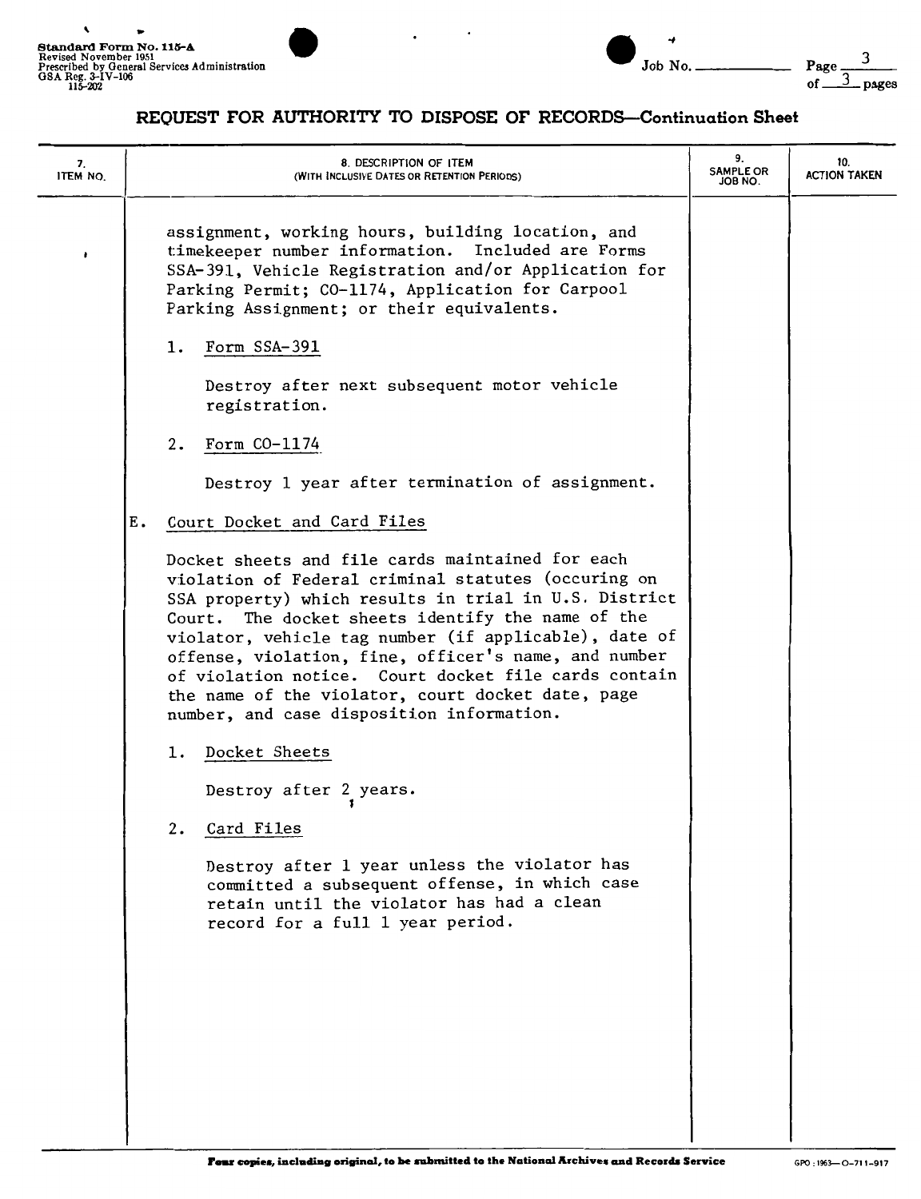# REQUEST FOR AUTHORITY TO DISPOSE OF RECORDS—Continuation Sheet

| 7. ITEM NO. | 8. DESCRIPTION OF ITEM (WITH INCLUSIVE DATES OR RETENTION PERIODS) | 9. SAMPLE OR JOB NO. | 10. ACTION TAKEN |
|---|---|---|---|

assignment, working hours, building location, and timekeeper number information. Included are Forms SSA-391, Vehicle Registration and/or Application for Parking Permit; CO-1174, Application for Carpool Parking Assignment; or their equivalents.

1. Form SSA-391

   Destroy after next subsequent motor vehicle registration.

2. Form CO-1174

   Destroy 1 year after termination of assignment.

E. Court Docket and Card Files

Docket sheets and file cards maintained for each violation of Federal criminal statutes (occuring on SSA property) which results in trial in U.S. District Court. The docket sheets identify the name of the violator, vehicle tag number (if applicable), date of offense, violation, fine, officer's name, and number of violation notice. Court docket file cards contain the name of the violator, court docket date, page number, and case disposition information.

1. Docket Sheets

   Destroy after 2 years.

2. Card Files

   Destroy after 1 year unless the violator has committed a subsequent offense, in which case retain until the violator has had a clean record for a full 1 year period.

**Four copies, including original, to be submitted to the National Archives and Records Service**